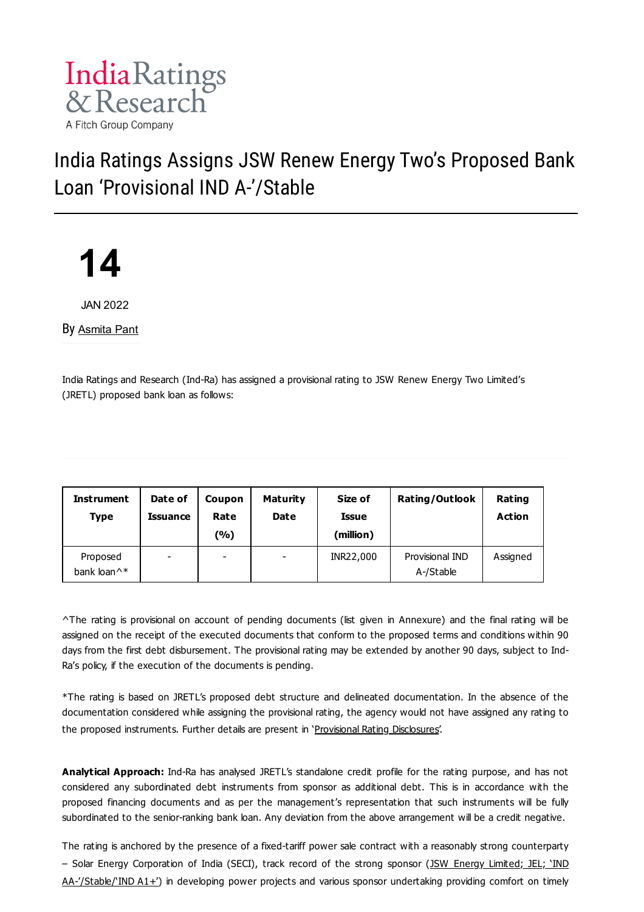# India Ratings Assigns JSW Renew Energy Two's Proposed Bank Loan 'Provisional IND A-'/Stable

**14**

JAN 2022

By Asmita Pant

India Ratings and Research (Ind-Ra) has assigned a provisional rating to JSW Renew Energy Two Limited's (JRETL) proposed bank loan as follows:

| Instrument Type | Date of Issuance | Coupon Rate (%) | Maturity Date | Size of Issue (million) | Rating/Outlook | Rating Action |
|---|---|---|---|---|---|---|
| Proposed bank loan^* | - | - | - | INR22,000 | Provisional IND A-/Stable | Assigned |

^The rating is provisional on account of pending documents (list given in Annexure) and the final rating will be assigned on the receipt of the executed documents that conform to the proposed terms and conditions within 90 days from the first debt disbursement. The provisional rating may be extended by another 90 days, subject to Ind-Ra's policy, if the execution of the documents is pending.

*The rating is based on JRETL's proposed debt structure and delineated documentation. In the absence of the documentation considered while assigning the provisional rating, the agency would not have assigned any rating to the proposed instruments. Further details are present in 'Provisional Rating Disclosures'.

**Analytical Approach:** Ind-Ra has analysed JRETL's standalone credit profile for the rating purpose, and has not considered any subordinated debt instruments from sponsor as additional debt. This is in accordance with the proposed financing documents and as per the management's representation that such instruments will be fully subordinated to the senior-ranking bank loan. Any deviation from the above arrangement will be a credit negative.

The rating is anchored by the presence of a fixed-tariff power sale contract with a reasonably strong counterparty – Solar Energy Corporation of India (SECI), track record of the strong sponsor (JSW Energy Limited; JEL; 'IND AA-'/Stable/'IND A1+') in developing power projects and various sponsor undertaking providing comfort on timely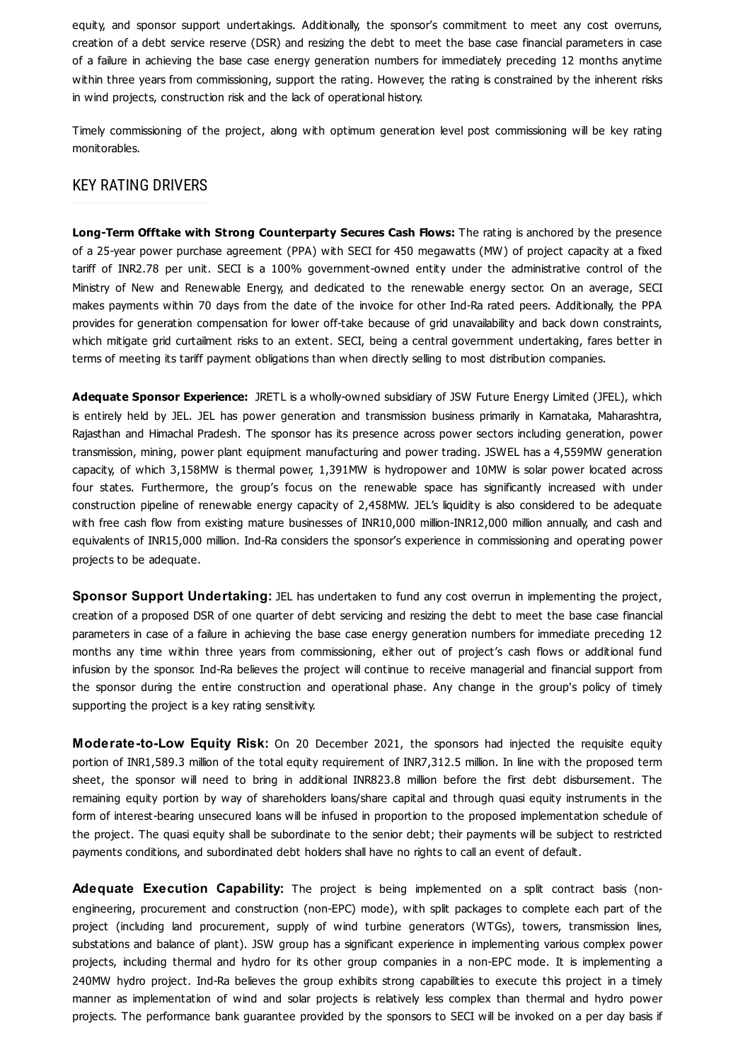equity, and sponsor support undertakings. Additionally, the sponsor's commitment to meet any cost overruns, creation of a debt service reserve (DSR) and resizing the debt to meet the base case financial parameters in case of a failure in achieving the base case energy generation numbers for immediately preceding 12 months anytime within three years from commissioning, support the rating. However, the rating is constrained by the inherent risks in wind projects, construction risk and the lack of operational history.

Timely commissioning of the project, along with optimum generation level post commissioning will be key rating monitorables.

## KEY RATING DRIVERS

**Long-Term Offtake with Strong Counterparty Secures Cash Flows:** The rating is anchored by the presence of a 25-year power purchase agreement (PPA) with SECI for 450 megawatts (MW) of project capacity at a fixed tariff of INR2.78 per unit. SECI is a 100% government-owned entity under the administrative control of the Ministry of New and Renewable Energy, and dedicated to the renewable energy sector. On an average, SECI makes payments within 70 days from the date of the invoice for other Ind-Ra rated peers. Additionally, the PPA provides for generation compensation for lower off-take because of grid unavailability and back down constraints, which mitigate grid curtailment risks to an extent. SECI, being a central government undertaking, fares better in terms of meeting its tariff payment obligations than when directly selling to most distribution companies.

**Adequate Sponsor Experience:** JRETL is a wholly-owned subsidiary of JSW Future Energy Limited (JFEL), which is entirely held by JEL. JEL has power generation and transmission business primarily in Karnataka, Maharashtra, Rajasthan and Himachal Pradesh. The sponsor has its presence across power sectors including generation, power transmission, mining, power plant equipment manufacturing and power trading. JSWEL has a 4,559MW generation capacity, of which 3,158MW is thermal power, 1,391MW is hydropower and 10MW is solar power located across four states. Furthermore, the group's focus on the renewable space has significantly increased with under construction pipeline of renewable energy capacity of 2,458MW. JEL's liquidity is also considered to be adequate with free cash flow from existing mature businesses of INR10,000 million-INR12,000 million annually, and cash and equivalents of INR15,000 million. Ind-Ra considers the sponsor's experience in commissioning and operating power projects to be adequate.

**Sponsor Support Undertaking:** JEL has undertaken to fund any cost overrun in implementing the project, creation of a proposed DSR of one quarter of debt servicing and resizing the debt to meet the base case financial parameters in case of a failure in achieving the base case energy generation numbers for immediate preceding 12 months any time within three years from commissioning, either out of project's cash flows or additional fund infusion by the sponsor. Ind-Ra believes the project will continue to receive managerial and financial support from the sponsor during the entire construction and operational phase. Any change in the group's policy of timely supporting the project is a key rating sensitivity.

**Moderate-to-Low Equity Risk:** On 20 December 2021, the sponsors had injected the requisite equity portion of INR1,589.3 million of the total equity requirement of INR7,312.5 million. In line with the proposed term sheet, the sponsor will need to bring in additional INR823.8 million before the first debt disbursement. The remaining equity portion by way of shareholders loans/share capital and through quasi equity instruments in the form of interest-bearing unsecured loans will be infused in proportion to the proposed implementation schedule of the project. The quasi equity shall be subordinate to the senior debt; their payments will be subject to restricted payments conditions, and subordinated debt holders shall have no rights to call an event of default.

**Adequate Execution Capability:** The project is being implemented on a split contract basis (non-engineering, procurement and construction (non-EPC) mode), with split packages to complete each part of the project (including land procurement, supply of wind turbine generators (WTGs), towers, transmission lines, substations and balance of plant). JSW group has a significant experience in implementing various complex power projects, including thermal and hydro for its other group companies in a non-EPC mode. It is implementing a 240MW hydro project. Ind-Ra believes the group exhibits strong capabilities to execute this project in a timely manner as implementation of wind and solar projects is relatively less complex than thermal and hydro power projects. The performance bank guarantee provided by the sponsors to SECI will be invoked on a per day basis if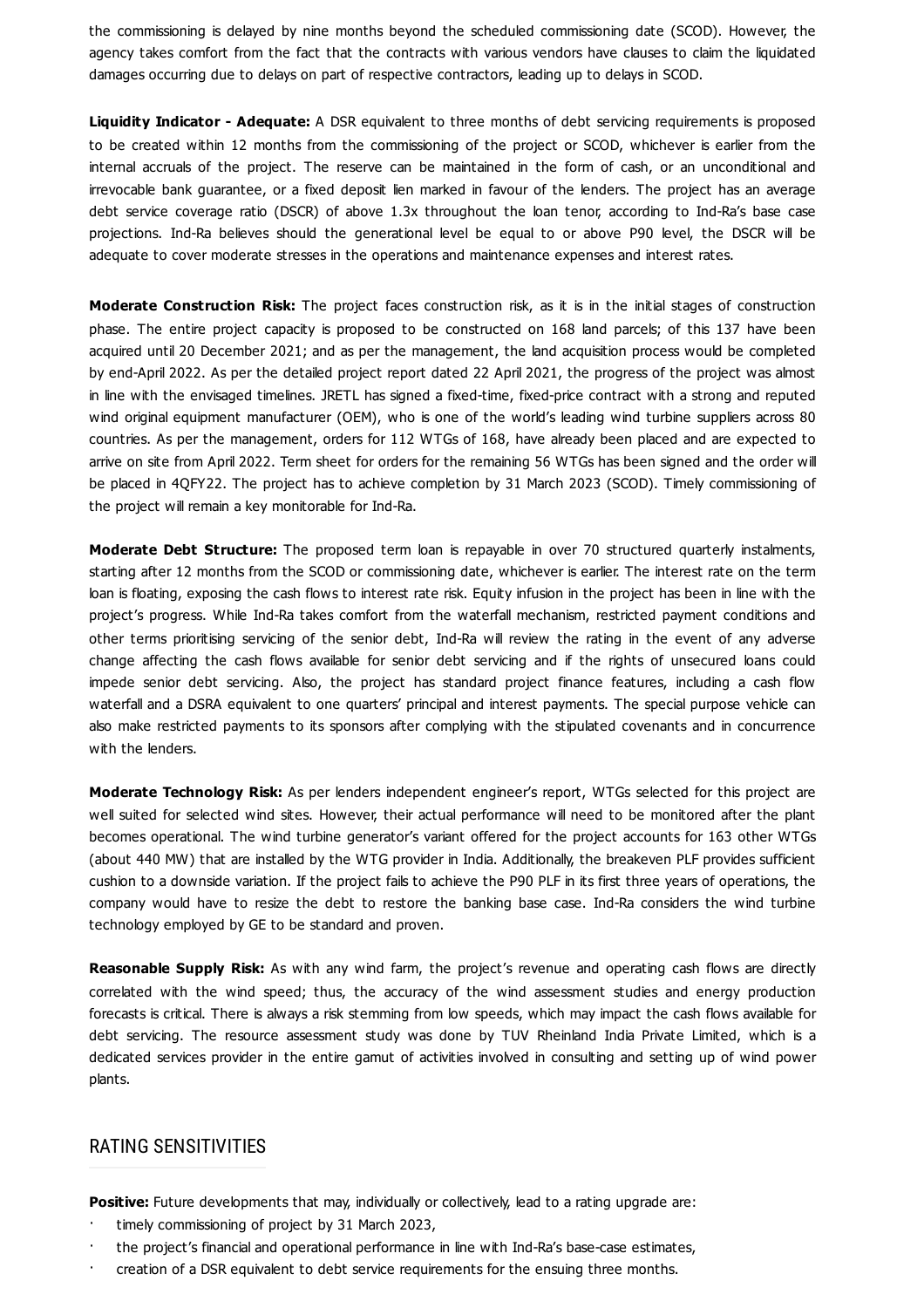the commissioning is delayed by nine months beyond the scheduled commissioning date (SCOD). However, the agency takes comfort from the fact that the contracts with various vendors have clauses to claim the liquidated damages occurring due to delays on part of respective contractors, leading up to delays in SCOD.

**Liquidity Indicator - Adequate:** A DSR equivalent to three months of debt servicing requirements is proposed to be created within 12 months from the commissioning of the project or SCOD, whichever is earlier from the internal accruals of the project. The reserve can be maintained in the form of cash, or an unconditional and irrevocable bank guarantee, or a fixed deposit lien marked in favour of the lenders. The project has an average debt service coverage ratio (DSCR) of above 1.3x throughout the loan tenor, according to Ind-Ra's base case projections. Ind-Ra believes should the generational level be equal to or above P90 level, the DSCR will be adequate to cover moderate stresses in the operations and maintenance expenses and interest rates.

**Moderate Construction Risk:** The project faces construction risk, as it is in the initial stages of construction phase. The entire project capacity is proposed to be constructed on 168 land parcels; of this 137 have been acquired until 20 December 2021; and as per the management, the land acquisition process would be completed by end-April 2022. As per the detailed project report dated 22 April 2021, the progress of the project was almost in line with the envisaged timelines. JRETL has signed a fixed-time, fixed-price contract with a strong and reputed wind original equipment manufacturer (OEM), who is one of the world's leading wind turbine suppliers across 80 countries. As per the management, orders for 112 WTGs of 168, have already been placed and are expected to arrive on site from April 2022. Term sheet for orders for the remaining 56 WTGs has been signed and the order will be placed in 4QFY22. The project has to achieve completion by 31 March 2023 (SCOD). Timely commissioning of the project will remain a key monitorable for Ind-Ra.

**Moderate Debt Structure:** The proposed term loan is repayable in over 70 structured quarterly instalments, starting after 12 months from the SCOD or commissioning date, whichever is earlier. The interest rate on the term loan is floating, exposing the cash flows to interest rate risk. Equity infusion in the project has been in line with the project's progress. While Ind-Ra takes comfort from the waterfall mechanism, restricted payment conditions and other terms prioritising servicing of the senior debt, Ind-Ra will review the rating in the event of any adverse change affecting the cash flows available for senior debt servicing and if the rights of unsecured loans could impede senior debt servicing. Also, the project has standard project finance features, including a cash flow waterfall and a DSRA equivalent to one quarters' principal and interest payments. The special purpose vehicle can also make restricted payments to its sponsors after complying with the stipulated covenants and in concurrence with the lenders.

**Moderate Technology Risk:** As per lenders independent engineer's report, WTGs selected for this project are well suited for selected wind sites. However, their actual performance will need to be monitored after the plant becomes operational. The wind turbine generator's variant offered for the project accounts for 163 other WTGs (about 440 MW) that are installed by the WTG provider in India. Additionally, the breakeven PLF provides sufficient cushion to a downside variation. If the project fails to achieve the P90 PLF in its first three years of operations, the company would have to resize the debt to restore the banking base case. Ind-Ra considers the wind turbine technology employed by GE to be standard and proven.

**Reasonable Supply Risk:** As with any wind farm, the project's revenue and operating cash flows are directly correlated with the wind speed; thus, the accuracy of the wind assessment studies and energy production forecasts is critical. There is always a risk stemming from low speeds, which may impact the cash flows available for debt servicing. The resource assessment study was done by TUV Rheinland India Private Limited, which is a dedicated services provider in the entire gamut of activities involved in consulting and setting up of wind power plants.

## RATING SENSITIVITIES

**Positive:** Future developments that may, individually or collectively, lead to a rating upgrade are:

- timely commissioning of project by 31 March 2023,
- the project's financial and operational performance in line with Ind-Ra's base-case estimates,
- creation of a DSR equivalent to debt service requirements for the ensuing three months.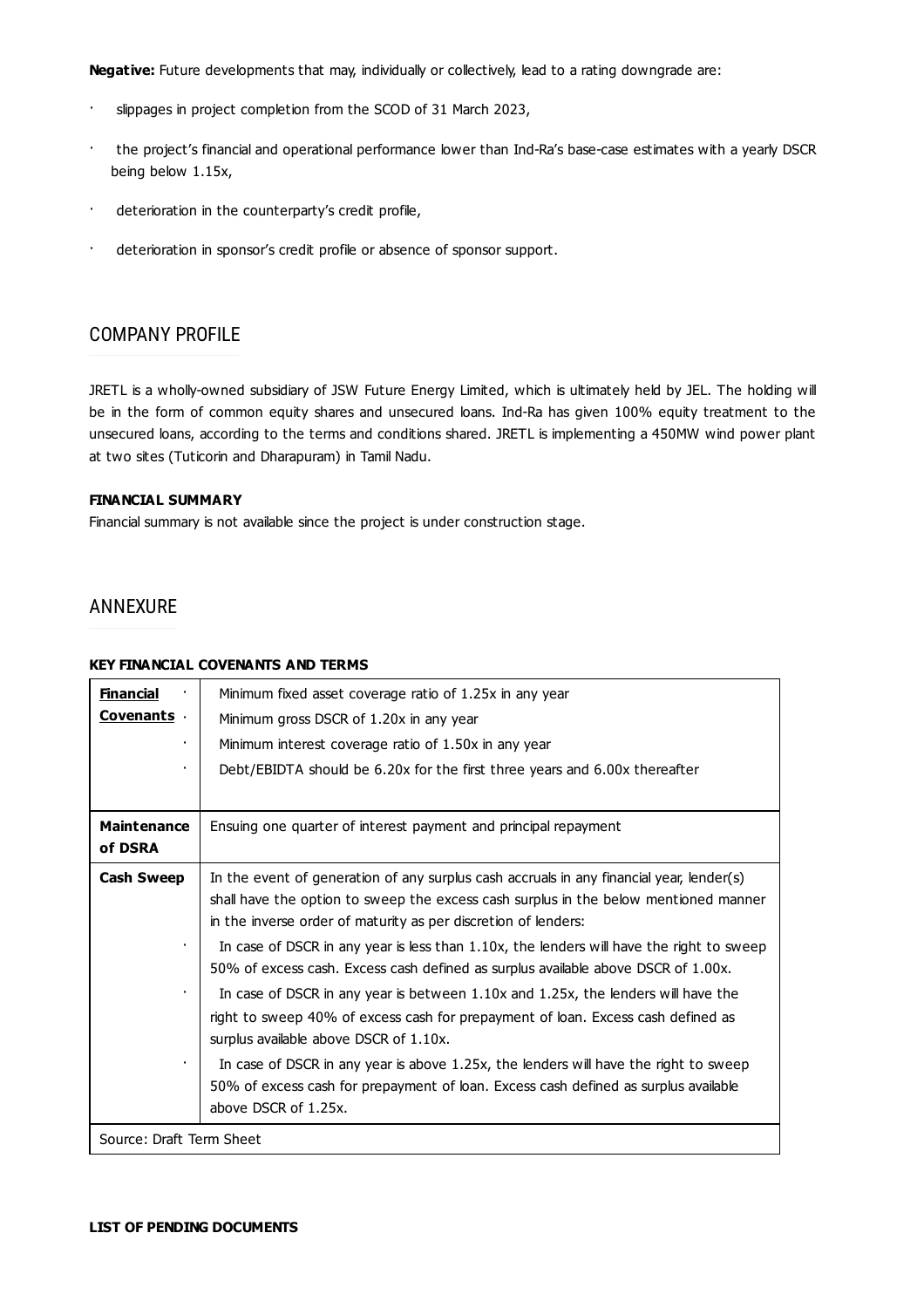**Negative:** Future developments that may, individually or collectively, lead to a rating downgrade are:

- slippages in project completion from the SCOD of 31 March 2023,
- the project's financial and operational performance lower than Ind-Ra's base-case estimates with a yearly DSCR being below 1.15x,
- deterioration in the counterparty's credit profile,
- deterioration in sponsor's credit profile or absence of sponsor support.

## COMPANY PROFILE

JRETL is a wholly-owned subsidiary of JSW Future Energy Limited, which is ultimately held by JEL. The holding will be in the form of common equity shares and unsecured loans. Ind-Ra has given 100% equity treatment to the unsecured loans, according to the terms and conditions shared. JRETL is implementing a 450MW wind power plant at two sites (Tuticorin and Dharapuram) in Tamil Nadu.

**FINANCIAL SUMMARY**

Financial summary is not available since the project is under construction stage.

## ANNEXURE

**KEY FINANCIAL COVENANTS AND TERMS**

| | |
|---|---|
| **Financial Covenants** | · Minimum fixed asset coverage ratio of 1.25x in any year<br>· Minimum gross DSCR of 1.20x in any year<br>· Minimum interest coverage ratio of 1.50x in any year<br>· Debt/EBIDTA should be 6.20x for the first three years and 6.00x thereafter |
| **Maintenance of DSRA** | Ensuing one quarter of interest payment and principal repayment |
| **Cash Sweep** | In the event of generation of any surplus cash accruals in any financial year, lender(s) shall have the option to sweep the excess cash surplus in the below mentioned manner in the inverse order of maturity as per discretion of lenders:<br>· In case of DSCR in any year is less than 1.10x, the lenders will have the right to sweep 50% of excess cash. Excess cash defined as surplus available above DSCR of 1.00x.<br>· In case of DSCR in any year is between 1.10x and 1.25x, the lenders will have the right to sweep 40% of excess cash for prepayment of loan. Excess cash defined as surplus available above DSCR of 1.10x.<br>· In case of DSCR in any year is above 1.25x, the lenders will have the right to sweep 50% of excess cash for prepayment of loan. Excess cash defined as surplus available above DSCR of 1.25x. |
| Source: Draft Term Sheet | |

**LIST OF PENDING DOCUMENTS**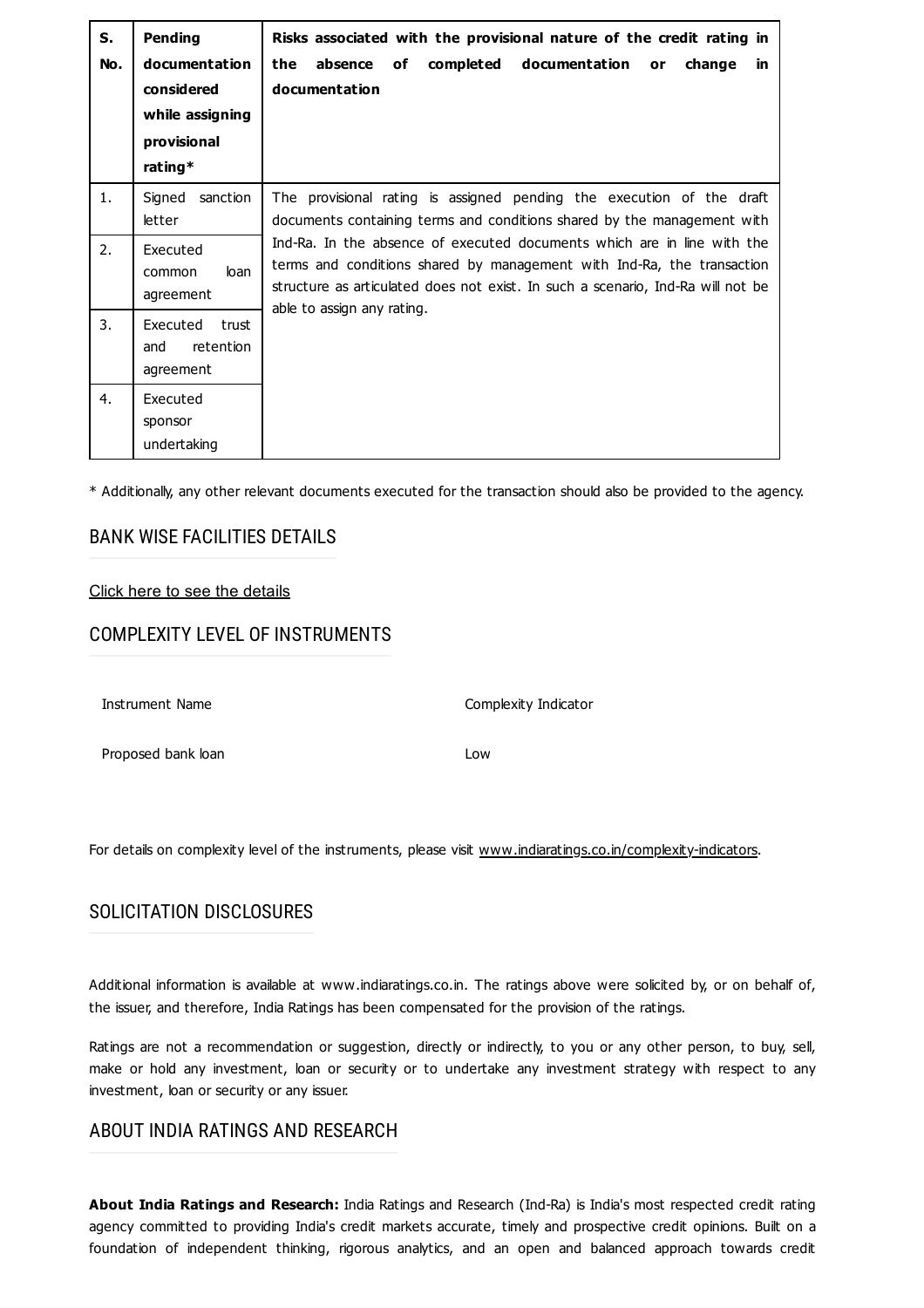| S. No. | Pending documentation considered while assigning provisional rating* | Risks associated with the provisional nature of the credit rating in the absence of completed documentation or change in documentation |
| --- | --- | --- |
| 1. | Signed sanction letter | The provisional rating is assigned pending the execution of the draft documents containing terms and conditions shared by the management with Ind-Ra. In the absence of executed documents which are in line with the terms and conditions shared by management with Ind-Ra, the transaction structure as articulated does not exist. In such a scenario, Ind-Ra will not be able to assign any rating. |
| 2. | Executed common loan agreement | |
| 3. | Executed trust and retention agreement | |
| 4. | Executed sponsor undertaking | |

* Additionally, any other relevant documents executed for the transaction should also be provided to the agency.

## BANK WISE FACILITIES DETAILS

Click here to see the details

## COMPLEXITY LEVEL OF INSTRUMENTS

| Instrument Name | Complexity Indicator |
| --- | --- |
| Proposed bank loan | Low |

For details on complexity level of the instruments, please visit www.indiaratings.co.in/complexity-indicators.

## SOLICITATION DISCLOSURES

Additional information is available at www.indiaratings.co.in. The ratings above were solicited by, or on behalf of, the issuer, and therefore, India Ratings has been compensated for the provision of the ratings.

Ratings are not a recommendation or suggestion, directly or indirectly, to you or any other person, to buy, sell, make or hold any investment, loan or security or to undertake any investment strategy with respect to any investment, loan or security or any issuer.

## ABOUT INDIA RATINGS AND RESEARCH

**About India Ratings and Research:** India Ratings and Research (Ind-Ra) is India's most respected credit rating agency committed to providing India's credit markets accurate, timely and prospective credit opinions. Built on a foundation of independent thinking, rigorous analytics, and an open and balanced approach towards credit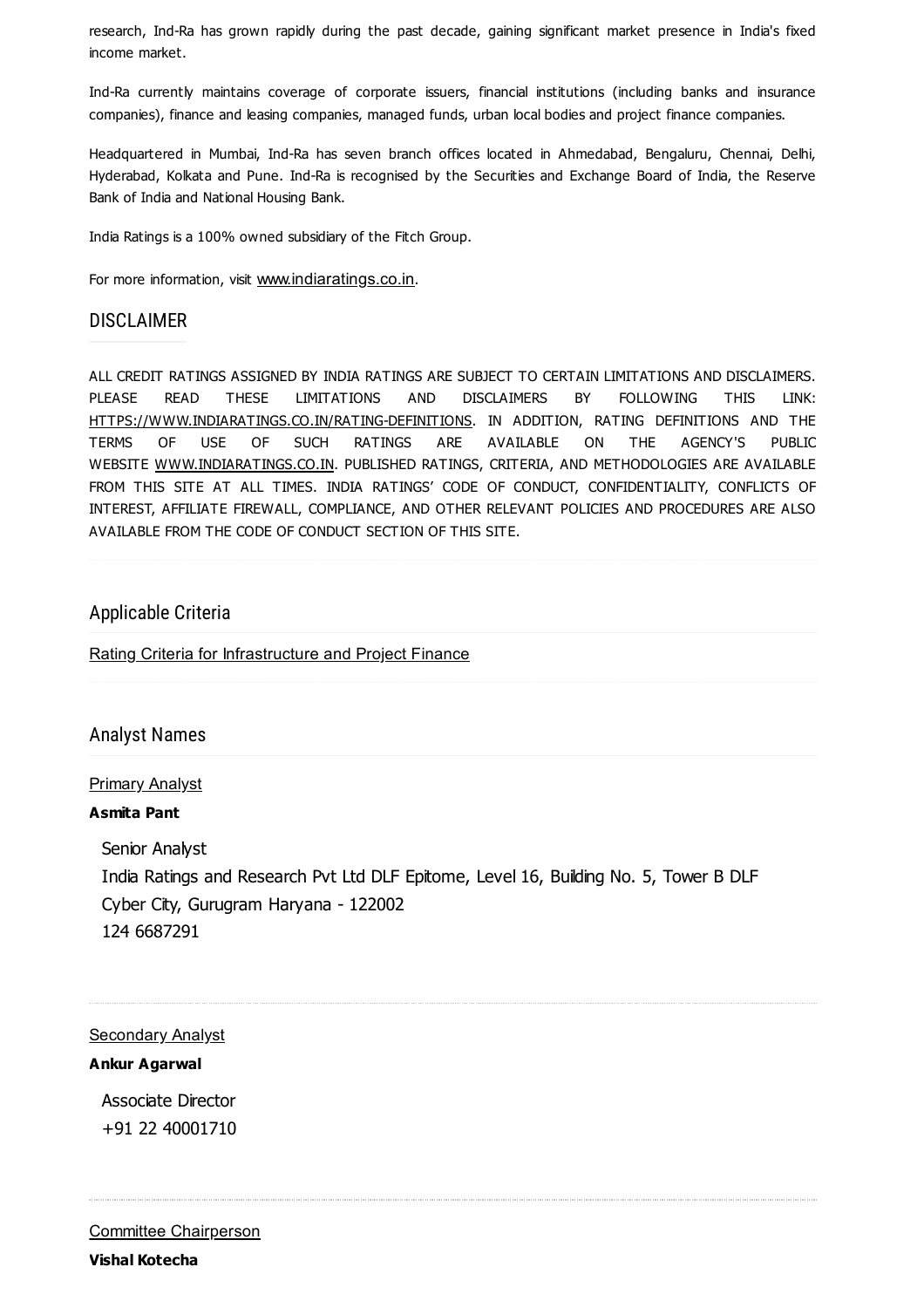research, Ind-Ra has grown rapidly during the past decade, gaining significant market presence in India's fixed income market.

Ind-Ra currently maintains coverage of corporate issuers, financial institutions (including banks and insurance companies), finance and leasing companies, managed funds, urban local bodies and project finance companies.

Headquartered in Mumbai, Ind-Ra has seven branch offices located in Ahmedabad, Bengaluru, Chennai, Delhi, Hyderabad, Kolkata and Pune. Ind-Ra is recognised by the Securities and Exchange Board of India, the Reserve Bank of India and National Housing Bank.

India Ratings is a 100% owned subsidiary of the Fitch Group.

For more information, visit www.indiaratings.co.in.

## DISCLAIMER

ALL CREDIT RATINGS ASSIGNED BY INDIA RATINGS ARE SUBJECT TO CERTAIN LIMITATIONS AND DISCLAIMERS. PLEASE READ THESE LIMITATIONS AND DISCLAIMERS BY FOLLOWING THIS LINK: HTTPS://WWW.INDIARATINGS.CO.IN/RATING-DEFINITIONS. IN ADDITION, RATING DEFINITIONS AND THE TERMS OF USE OF SUCH RATINGS ARE AVAILABLE ON THE AGENCY'S PUBLIC WEBSITE WWW.INDIARATINGS.CO.IN. PUBLISHED RATINGS, CRITERIA, AND METHODOLOGIES ARE AVAILABLE FROM THIS SITE AT ALL TIMES. INDIA RATINGS' CODE OF CONDUCT, CONFIDENTIALITY, CONFLICTS OF INTEREST, AFFILIATE FIREWALL, COMPLIANCE, AND OTHER RELEVANT POLICIES AND PROCEDURES ARE ALSO AVAILABLE FROM THE CODE OF CONDUCT SECTION OF THIS SITE.

## Applicable Criteria

Rating Criteria for Infrastructure and Project Finance

## Analyst Names

Primary Analyst

**Asmita Pant**

Senior Analyst
India Ratings and Research Pvt Ltd DLF Epitome, Level 16, Building No. 5, Tower B DLF Cyber City, Gurugram Haryana - 122002
124 6687291

Secondary Analyst

**Ankur Agarwal**

Associate Director
+91 22 40001710

Committee Chairperson

**Vishal Kotecha**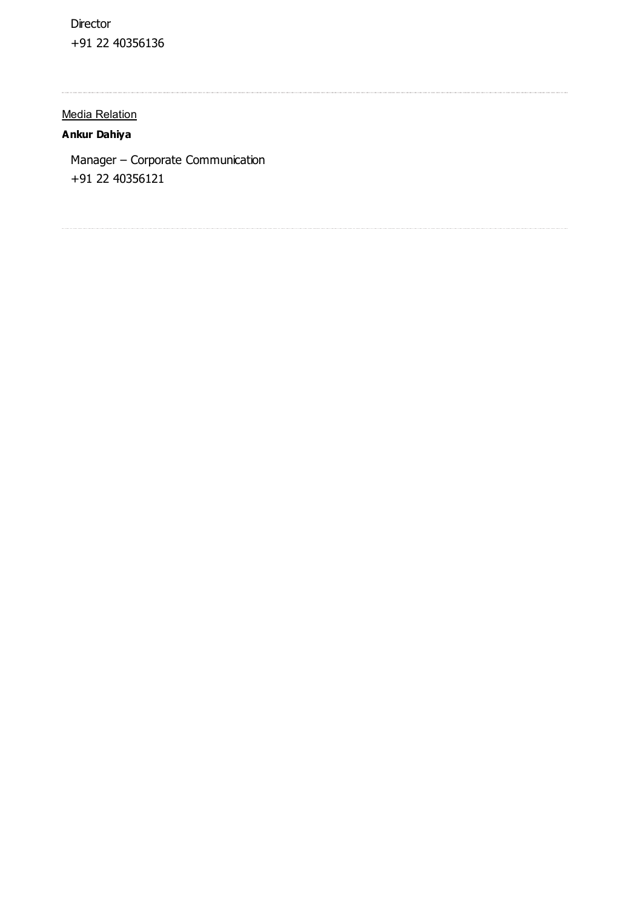Director
+91 22 40356136

---

Media Relation

**Ankur Dahiya**

Manager – Corporate Communication
+91 22 40356121

---